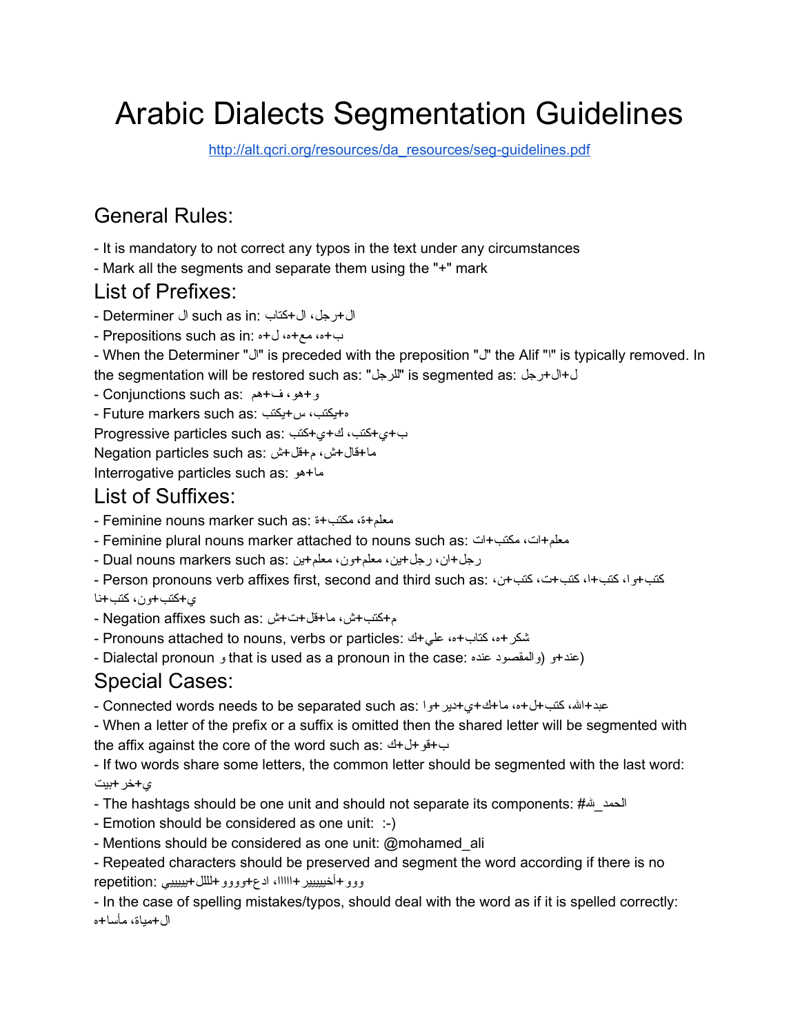# Arabic Dialects Segmentation Guidelines

http://alt.qcri.org/resources/da_resources/seg-guidelines.pdf

## General Rules:

- It is mandatory to not correct any typos in the text under any circumstances
- Mark all the segments and separate them using the "+" mark

## List of Prefixes:

- Determiner ال such as in: ال+كتاب، ال+رجل
- Prepositions such as in: ب+ه، مع+ه، ل+ه
- When the Determiner "ال" is preceded with the preposition "ل" the Alif "ا" is typically removed. In the segmentation will be restored such as: "للرجل" is segmented as: ل+ال+رجل
- Conjunctions such as: و+هو، ف+هم
- Future markers such as: س+يكتب، ه+يكتب

Progressive particles such as: ب+ي+كتب، ك+ي+كتب

Negation particles such as: ما+قال+ش، م+قل+ش

Interrogative particles such as: ما+هو

## List of Suffixes:

- Feminine nouns marker such as: معلم+ة، مكتب+ة
- Feminine plural nouns marker attached to nouns such as: معلم+ات، مكتب+ات
- Dual nouns markers such as: رجل+ان، رجل+ين، معلم+ون، معلم+ين
- Person pronouns verb affixes first, second and third such as: كتب+وا، كتب+ا، كتب+ت، كتب+ن، ي+كتب+ون، كتب+نا
- Negation affixes such as: م+كتب+ش، ما+قل+ت+ش
- Pronouns attached to nouns, verbs or particles: شكر+ه، كتاب+ه، علي+ك
- Dialectal pronoun و that is used as a pronoun in the case: عند+و (والمقصود عنده)

## Special Cases:

- Connected words needs to be separated such as: عبد+الله، كتب+ل+ه، ما+ك+ي+دير+وا
- When a letter of the prefix or a suffix is omitted then the shared letter will be segmented with the affix against the core of the word such as: ب+قو+ل+ك
- If two words share some letters, the common letter should be segmented with the last word: ي+خر+بيت
- The hashtags should be one unit and should not separate its components: #الحمد_لله
- Emotion should be considered as one unit: :-)
- Mentions should be considered as one unit: @mohamed_ali
- Repeated characters should be preserved and segment the word according if there is no repetition: ووو+أخيييير+ااااا، ادع+وووو+لللل+ييييي
- In the case of spelling mistakes/typos, should deal with the word as if it is spelled correctly: ال+مياة، مأسا+ه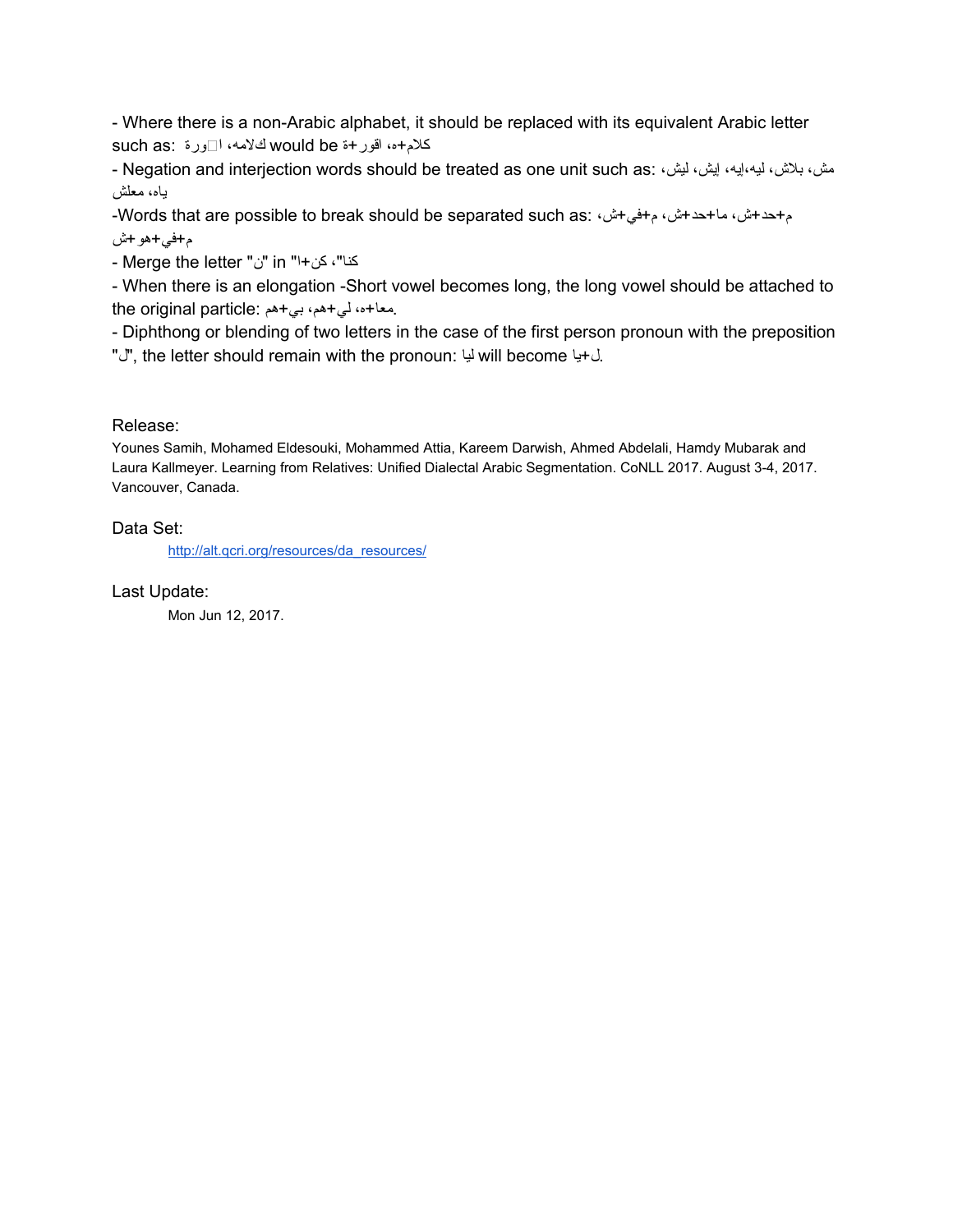- Where there is a non-Arabic alphabet, it should be replaced with its equivalent Arabic letter such as: ا□ورة ،كلامه would be كلام+ه، اقور+ة

- Negation and interjection words should be treated as one unit such as: مش، بلاش، ليه،إيه، إيش، ليش، ياه، معلش

-Words that are possible to break should be separated such as: م+حد+ش، ما+حد+ش، م+في+ش، م+في+هو+ش

- Merge the letter "ن" in "كنا، كن+ا"

- When there is an elongation -Short vowel becomes long, the long vowel should be attached to the original particle: معا+ه، لي+هم، بي+هم.

- Diphthong or blending of two letters in the case of the first person pronoun with the preposition "ل", the letter should remain with the pronoun: ليا will become ل+يا.

Release:

Younes Samih, Mohamed Eldesouki, Mohammed Attia, Kareem Darwish, Ahmed Abdelali, Hamdy Mubarak and Laura Kallmeyer. Learning from Relatives: Unified Dialectal Arabic Segmentation. CoNLL 2017. August 3-4, 2017. Vancouver, Canada.

Data Set:

http://alt.qcri.org/resources/da_resources/

Last Update:

Mon Jun 12, 2017.